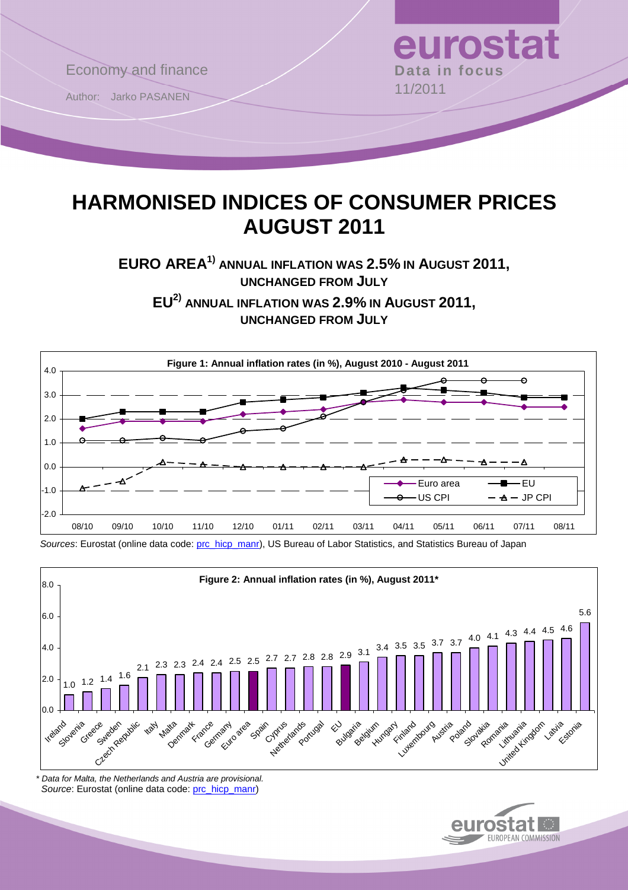Economy and finance

Author: Jarko PASANEN

**eurostat**
**Data in focus**
11/2011

# HARMONISED INDICES OF CONSUMER PRICES AUGUST 2011

## EURO AREA[1)] ANNUAL INFLATION WAS 2.5% IN AUGUST 2011, UNCHANGED FROM JULY

## EU[2)] ANNUAL INFLATION WAS 2.9% IN AUGUST 2011, UNCHANGED FROM JULY

**Figure 1: Annual inflation rates (in %), August 2010 - August 2011**

*Sources*: Eurostat (online data code: prc_hicp_manr), US Bureau of Labor Statistics, and Statistics Bureau of Japan

**Figure 2: Annual inflation rates (in %), August 2011***

| Country | Rate |
|---|---|
| Ireland | 1.0 |
| Slovenia | 1.2 |
| Greece | 1.4 |
| Sweden | 1.6 |
| Czech Republic | 2.1 |
| Italy | 2.3 |
| Malta | 2.3 |
| Denmark | 2.4 |
| France | 2.4 |
| Germany | 2.5 |
| Euro area | 2.5 |
| Spain | 2.7 |
| Cyprus | 2.7 |
| Netherlands | 2.8 |
| Portugal | 2.8 |
| EU | 2.9 |
| Bulgaria | 3.1 |
| Belgium | 3.4 |
| Hungary | 3.5 |
| Finland | 3.5 |
| Luxembourg | 3.7 |
| Austria | 3.7 |
| Poland | 4.0 |
| Slovakia | 4.1 |
| Romania | 4.3 |
| Lithuania | 4.4 |
| United Kingdom | 4.5 |
| Latvia | 4.6 |
| Estonia | 5.6 |

*\* Data for Malta, the Netherlands and Austria are provisional.*
*Source*: Eurostat (online data code: prc_hicp_manr)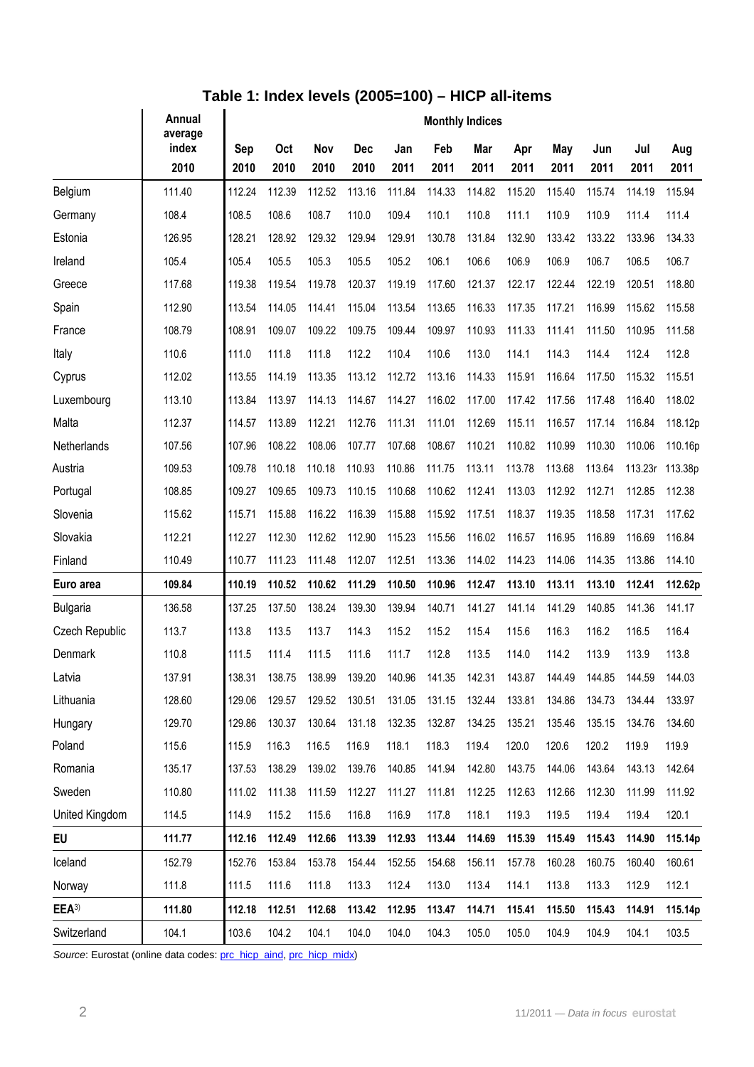## Table 1: Index levels (2005=100) – HICP all-items

| | Annual average index | Monthly Indices | | | | | | | | | | | |
|---|---|---|---|---|---|---|---|---|---|---|---|---|---|
| | 2010 | Sep 2010 | Oct 2010 | Nov 2010 | Dec 2010 | Jan 2011 | Feb 2011 | Mar 2011 | Apr 2011 | May 2011 | Jun 2011 | Jul 2011 | Aug 2011 |
| Belgium | 111.40 | 112.24 | 112.39 | 112.52 | 113.16 | 111.84 | 114.33 | 114.82 | 115.20 | 115.40 | 115.74 | 114.19 | 115.94 |
| Germany | 108.4 | 108.5 | 108.6 | 108.7 | 110.0 | 109.4 | 110.1 | 110.8 | 111.1 | 110.9 | 110.9 | 111.4 | 111.4 |
| Estonia | 126.95 | 128.21 | 128.92 | 129.32 | 129.94 | 129.91 | 130.78 | 131.84 | 132.90 | 133.42 | 133.22 | 133.96 | 134.33 |
| Ireland | 105.4 | 105.4 | 105.5 | 105.3 | 105.5 | 105.2 | 106.1 | 106.6 | 106.9 | 106.9 | 106.7 | 106.5 | 106.7 |
| Greece | 117.68 | 119.38 | 119.54 | 119.78 | 120.37 | 119.19 | 117.60 | 121.37 | 122.17 | 122.44 | 122.19 | 120.51 | 118.80 |
| Spain | 112.90 | 113.54 | 114.05 | 114.41 | 115.04 | 113.54 | 113.65 | 116.33 | 117.35 | 117.21 | 116.99 | 115.62 | 115.58 |
| France | 108.79 | 108.91 | 109.07 | 109.22 | 109.75 | 109.44 | 109.97 | 110.93 | 111.33 | 111.41 | 111.50 | 110.95 | 111.58 |
| Italy | 110.6 | 111.0 | 111.8 | 111.8 | 112.2 | 110.4 | 110.6 | 113.0 | 114.1 | 114.3 | 114.4 | 112.4 | 112.8 |
| Cyprus | 112.02 | 113.55 | 114.19 | 113.35 | 113.12 | 112.72 | 113.16 | 114.33 | 115.91 | 116.64 | 117.50 | 115.32 | 115.51 |
| Luxembourg | 113.10 | 113.84 | 113.97 | 114.13 | 114.67 | 114.27 | 116.02 | 117.00 | 117.42 | 117.56 | 117.48 | 116.40 | 118.02 |
| Malta | 112.37 | 114.57 | 113.89 | 112.21 | 112.76 | 111.31 | 111.01 | 112.69 | 115.11 | 116.57 | 117.14 | 116.84 | 118.12p |
| Netherlands | 107.56 | 107.96 | 108.22 | 108.06 | 107.77 | 107.68 | 108.67 | 110.21 | 110.82 | 110.99 | 110.30 | 110.06 | 110.16p |
| Austria | 109.53 | 109.78 | 110.18 | 110.18 | 110.93 | 110.86 | 111.75 | 113.11 | 113.78 | 113.68 | 113.64 | 113.23r | 113.38p |
| Portugal | 108.85 | 109.27 | 109.65 | 109.73 | 110.15 | 110.68 | 110.62 | 112.41 | 113.03 | 112.92 | 112.71 | 112.85 | 112.38 |
| Slovenia | 115.62 | 115.71 | 115.88 | 116.22 | 116.39 | 115.88 | 115.92 | 117.51 | 118.37 | 119.35 | 118.58 | 117.31 | 117.62 |
| Slovakia | 112.21 | 112.27 | 112.30 | 112.62 | 112.90 | 115.23 | 115.56 | 116.02 | 116.57 | 116.95 | 116.89 | 116.69 | 116.84 |
| Finland | 110.49 | 110.77 | 111.23 | 111.48 | 112.07 | 112.51 | 113.36 | 114.02 | 114.23 | 114.06 | 114.35 | 113.86 | 114.10 |
| **Euro area** | **109.84** | **110.19** | **110.52** | **110.62** | **111.29** | **110.50** | **110.96** | **112.47** | **113.10** | **113.11** | **113.10** | **112.41** | **112.62p** |
| Bulgaria | 136.58 | 137.25 | 137.50 | 138.24 | 139.30 | 139.94 | 140.71 | 141.27 | 141.14 | 141.29 | 140.85 | 141.36 | 141.17 |
| Czech Republic | 113.7 | 113.8 | 113.5 | 113.7 | 114.3 | 115.2 | 115.2 | 115.4 | 115.6 | 116.3 | 116.2 | 116.5 | 116.4 |
| Denmark | 110.8 | 111.5 | 111.4 | 111.5 | 111.6 | 111.7 | 112.8 | 113.5 | 114.0 | 114.2 | 113.9 | 113.9 | 113.8 |
| Latvia | 137.91 | 138.31 | 138.75 | 138.99 | 139.20 | 140.96 | 141.35 | 142.31 | 143.87 | 144.49 | 144.85 | 144.59 | 144.03 |
| Lithuania | 128.60 | 129.06 | 129.57 | 129.52 | 130.51 | 131.05 | 131.15 | 132.44 | 133.81 | 134.86 | 134.73 | 134.44 | 133.97 |
| Hungary | 129.70 | 129.86 | 130.37 | 130.64 | 131.18 | 132.35 | 132.87 | 134.25 | 135.21 | 135.46 | 135.15 | 134.76 | 134.60 |
| Poland | 115.6 | 115.9 | 116.3 | 116.5 | 116.9 | 118.1 | 118.3 | 119.4 | 120.0 | 120.6 | 120.2 | 119.9 | 119.9 |
| Romania | 135.17 | 137.53 | 138.29 | 139.02 | 139.76 | 140.85 | 141.94 | 142.80 | 143.75 | 144.06 | 143.64 | 143.13 | 142.64 |
| Sweden | 110.80 | 111.02 | 111.38 | 111.59 | 112.27 | 111.27 | 111.81 | 112.25 | 112.63 | 112.66 | 112.30 | 111.99 | 111.92 |
| United Kingdom | 114.5 | 114.9 | 115.2 | 115.6 | 116.8 | 116.9 | 117.8 | 118.1 | 119.3 | 119.5 | 119.4 | 119.4 | 120.1 |
| **EU** | **111.77** | **112.16** | **112.49** | **112.66** | **113.39** | **112.93** | **113.44** | **114.69** | **115.39** | **115.49** | **115.43** | **114.90** | **115.14p** |
| Iceland | 152.79 | 152.76 | 153.84 | 153.78 | 154.44 | 152.55 | 154.68 | 156.11 | 157.78 | 160.28 | 160.75 | 160.40 | 160.61 |
| Norway | 111.8 | 111.5 | 111.6 | 111.8 | 113.3 | 112.4 | 113.0 | 113.4 | 114.1 | 113.8 | 113.3 | 112.9 | 112.1 |
| **EEA**[3)] | **111.80** | **112.18** | **112.51** | **112.68** | **113.42** | **112.95** | **113.47** | **114.71** | **115.41** | **115.50** | **115.43** | **114.91** | **115.14p** |
| Switzerland | 104.1 | 103.6 | 104.2 | 104.1 | 104.0 | 104.0 | 104.3 | 105.0 | 105.0 | 104.9 | 104.9 | 104.1 | 103.5 |

*Source*: Eurostat (online data codes: prc_hicp_aind, prc_hicp_midx)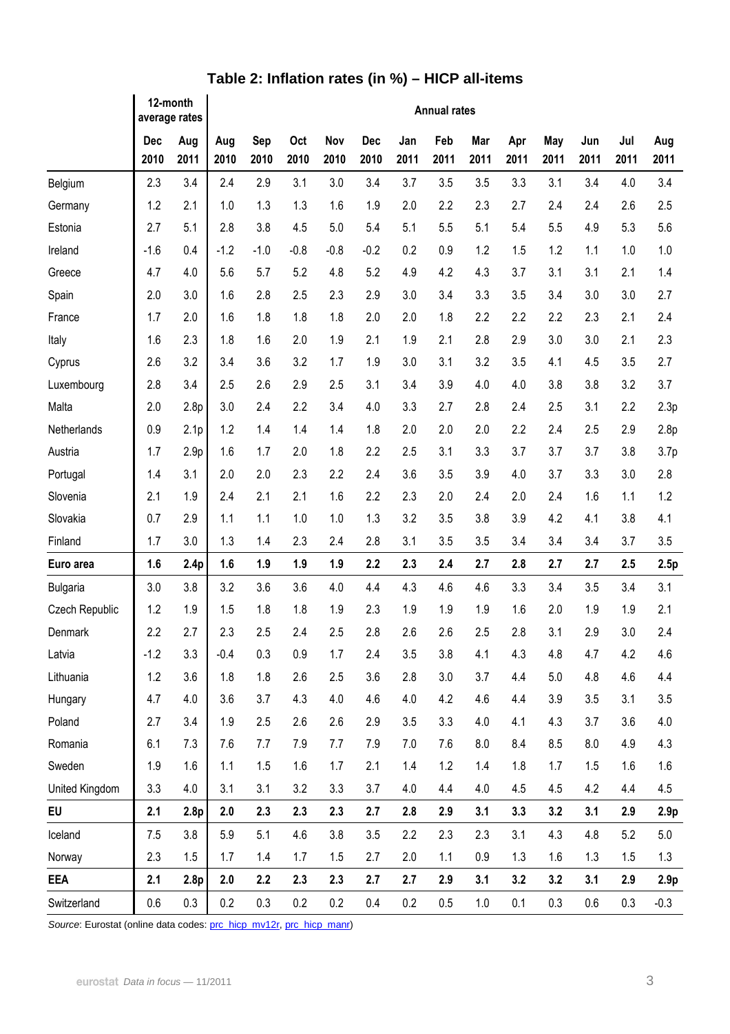### Table 2: Inflation rates (in %) – HICP all-items

| | 12-month average rates | | Annual rates | | | | | | | | | | | | |
|---|---|---|---|---|---|---|---|---|---|---|---|---|---|---|---|
| | Dec 2010 | Aug 2011 | Aug 2010 | Sep 2010 | Oct 2010 | Nov 2010 | Dec 2010 | Jan 2011 | Feb 2011 | Mar 2011 | Apr 2011 | May 2011 | Jun 2011 | Jul 2011 | Aug 2011 |
| Belgium | 2.3 | 3.4 | 2.4 | 2.9 | 3.1 | 3.0 | 3.4 | 3.7 | 3.5 | 3.5 | 3.3 | 3.1 | 3.4 | 4.0 | 3.4 |
| Germany | 1.2 | 2.1 | 1.0 | 1.3 | 1.3 | 1.6 | 1.9 | 2.0 | 2.2 | 2.3 | 2.7 | 2.4 | 2.4 | 2.6 | 2.5 |
| Estonia | 2.7 | 5.1 | 2.8 | 3.8 | 4.5 | 5.0 | 5.4 | 5.1 | 5.5 | 5.1 | 5.4 | 5.5 | 4.9 | 5.3 | 5.6 |
| Ireland | -1.6 | 0.4 | -1.2 | -1.0 | -0.8 | -0.8 | -0.2 | 0.2 | 0.9 | 1.2 | 1.5 | 1.2 | 1.1 | 1.0 | 1.0 |
| Greece | 4.7 | 4.0 | 5.6 | 5.7 | 5.2 | 4.8 | 5.2 | 4.9 | 4.2 | 4.3 | 3.7 | 3.1 | 3.1 | 2.1 | 1.4 |
| Spain | 2.0 | 3.0 | 1.6 | 2.8 | 2.5 | 2.3 | 2.9 | 3.0 | 3.4 | 3.3 | 3.5 | 3.4 | 3.0 | 3.0 | 2.7 |
| France | 1.7 | 2.0 | 1.6 | 1.8 | 1.8 | 1.8 | 2.0 | 2.0 | 1.8 | 2.2 | 2.2 | 2.2 | 2.3 | 2.1 | 2.4 |
| Italy | 1.6 | 2.3 | 1.8 | 1.6 | 2.0 | 1.9 | 2.1 | 1.9 | 2.1 | 2.8 | 2.9 | 3.0 | 3.0 | 2.1 | 2.3 |
| Cyprus | 2.6 | 3.2 | 3.4 | 3.6 | 3.2 | 1.7 | 1.9 | 3.0 | 3.1 | 3.2 | 3.5 | 4.1 | 4.5 | 3.5 | 2.7 |
| Luxembourg | 2.8 | 3.4 | 2.5 | 2.6 | 2.9 | 2.5 | 3.1 | 3.4 | 3.9 | 4.0 | 4.0 | 3.8 | 3.8 | 3.2 | 3.7 |
| Malta | 2.0 | 2.8p | 3.0 | 2.4 | 2.2 | 3.4 | 4.0 | 3.3 | 2.7 | 2.8 | 2.4 | 2.5 | 3.1 | 2.2 | 2.3p |
| Netherlands | 0.9 | 2.1p | 1.2 | 1.4 | 1.4 | 1.4 | 1.8 | 2.0 | 2.0 | 2.0 | 2.2 | 2.4 | 2.5 | 2.9 | 2.8p |
| Austria | 1.7 | 2.9p | 1.6 | 1.7 | 2.0 | 1.8 | 2.2 | 2.5 | 3.1 | 3.3 | 3.7 | 3.7 | 3.7 | 3.8 | 3.7p |
| Portugal | 1.4 | 3.1 | 2.0 | 2.0 | 2.3 | 2.2 | 2.4 | 3.6 | 3.5 | 3.9 | 4.0 | 3.7 | 3.3 | 3.0 | 2.8 |
| Slovenia | 2.1 | 1.9 | 2.4 | 2.1 | 2.1 | 1.6 | 2.2 | 2.3 | 2.0 | 2.4 | 2.0 | 2.4 | 1.6 | 1.1 | 1.2 |
| Slovakia | 0.7 | 2.9 | 1.1 | 1.1 | 1.0 | 1.0 | 1.3 | 3.2 | 3.5 | 3.8 | 3.9 | 4.2 | 4.1 | 3.8 | 4.1 |
| Finland | 1.7 | 3.0 | 1.3 | 1.4 | 2.3 | 2.4 | 2.8 | 3.1 | 3.5 | 3.5 | 3.4 | 3.4 | 3.4 | 3.7 | 3.5 |
| **Euro area** | **1.6** | **2.4p** | **1.6** | **1.9** | **1.9** | **1.9** | **2.2** | **2.3** | **2.4** | **2.7** | **2.8** | **2.7** | **2.7** | **2.5** | **2.5p** |
| Bulgaria | 3.0 | 3.8 | 3.2 | 3.6 | 3.6 | 4.0 | 4.4 | 4.3 | 4.6 | 4.6 | 3.3 | 3.4 | 3.5 | 3.4 | 3.1 |
| Czech Republic | 1.2 | 1.9 | 1.5 | 1.8 | 1.8 | 1.9 | 2.3 | 1.9 | 1.9 | 1.9 | 1.6 | 2.0 | 1.9 | 1.9 | 2.1 |
| Denmark | 2.2 | 2.7 | 2.3 | 2.5 | 2.4 | 2.5 | 2.8 | 2.6 | 2.6 | 2.5 | 2.8 | 3.1 | 2.9 | 3.0 | 2.4 |
| Latvia | -1.2 | 3.3 | -0.4 | 0.3 | 0.9 | 1.7 | 2.4 | 3.5 | 3.8 | 4.1 | 4.3 | 4.8 | 4.7 | 4.2 | 4.6 |
| Lithuania | 1.2 | 3.6 | 1.8 | 1.8 | 2.6 | 2.5 | 3.6 | 2.8 | 3.0 | 3.7 | 4.4 | 5.0 | 4.8 | 4.6 | 4.4 |
| Hungary | 4.7 | 4.0 | 3.6 | 3.7 | 4.3 | 4.0 | 4.6 | 4.0 | 4.2 | 4.6 | 4.4 | 3.9 | 3.5 | 3.1 | 3.5 |
| Poland | 2.7 | 3.4 | 1.9 | 2.5 | 2.6 | 2.6 | 2.9 | 3.5 | 3.3 | 4.0 | 4.1 | 4.3 | 3.7 | 3.6 | 4.0 |
| Romania | 6.1 | 7.3 | 7.6 | 7.7 | 7.9 | 7.7 | 7.9 | 7.0 | 7.6 | 8.0 | 8.4 | 8.5 | 8.0 | 4.9 | 4.3 |
| Sweden | 1.9 | 1.6 | 1.1 | 1.5 | 1.6 | 1.7 | 2.1 | 1.4 | 1.2 | 1.4 | 1.8 | 1.7 | 1.5 | 1.6 | 1.6 |
| United Kingdom | 3.3 | 4.0 | 3.1 | 3.1 | 3.2 | 3.3 | 3.7 | 4.0 | 4.4 | 4.0 | 4.5 | 4.5 | 4.2 | 4.4 | 4.5 |
| **EU** | **2.1** | **2.8p** | **2.0** | **2.3** | **2.3** | **2.3** | **2.7** | **2.8** | **2.9** | **3.1** | **3.3** | **3.2** | **3.1** | **2.9** | **2.9p** |
| Iceland | 7.5 | 3.8 | 5.9 | 5.1 | 4.6 | 3.8 | 3.5 | 2.2 | 2.3 | 2.3 | 3.1 | 4.3 | 4.8 | 5.2 | 5.0 |
| Norway | 2.3 | 1.5 | 1.7 | 1.4 | 1.7 | 1.5 | 2.7 | 2.0 | 1.1 | 0.9 | 1.3 | 1.6 | 1.3 | 1.5 | 1.3 |
| **EEA** | **2.1** | **2.8p** | **2.0** | **2.2** | **2.3** | **2.3** | **2.7** | **2.7** | **2.9** | **3.1** | **3.2** | **3.2** | **3.1** | **2.9** | **2.9p** |
| Switzerland | 0.6 | 0.3 | 0.2 | 0.3 | 0.2 | 0.2 | 0.4 | 0.2 | 0.5 | 1.0 | 0.1 | 0.3 | 0.6 | 0.3 | -0.3 |

*Source*: Eurostat (online data codes: prc_hicp_mv12r, prc_hicp_manr)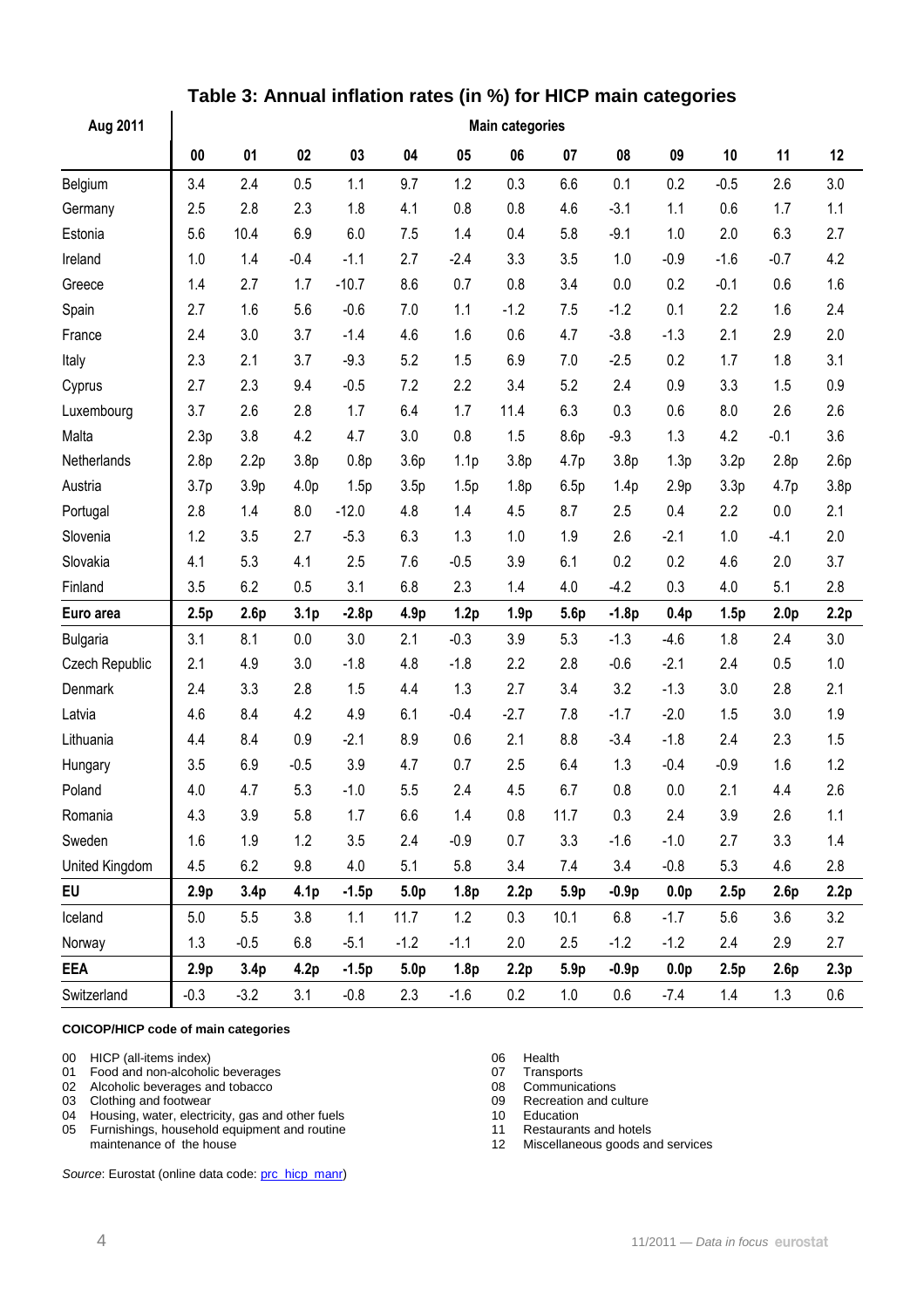## Table 3: Annual inflation rates (in %) for HICP main categories

| Aug 2011 | Main categories | | | | | | | | | | | | |
|---|---|---|---|---|---|---|---|---|---|---|---|---|---|
| | 00 | 01 | 02 | 03 | 04 | 05 | 06 | 07 | 08 | 09 | 10 | 11 | 12 |
| Belgium | 3.4 | 2.4 | 0.5 | 1.1 | 9.7 | 1.2 | 0.3 | 6.6 | 0.1 | 0.2 | -0.5 | 2.6 | 3.0 |
| Germany | 2.5 | 2.8 | 2.3 | 1.8 | 4.1 | 0.8 | 0.8 | 4.6 | -3.1 | 1.1 | 0.6 | 1.7 | 1.1 |
| Estonia | 5.6 | 10.4 | 6.9 | 6.0 | 7.5 | 1.4 | 0.4 | 5.8 | -9.1 | 1.0 | 2.0 | 6.3 | 2.7 |
| Ireland | 1.0 | 1.4 | -0.4 | -1.1 | 2.7 | -2.4 | 3.3 | 3.5 | 1.0 | -0.9 | -1.6 | -0.7 | 4.2 |
| Greece | 1.4 | 2.7 | 1.7 | -10.7 | 8.6 | 0.7 | 0.8 | 3.4 | 0.0 | 0.2 | -0.1 | 0.6 | 1.6 |
| Spain | 2.7 | 1.6 | 5.6 | -0.6 | 7.0 | 1.1 | -1.2 | 7.5 | -1.2 | 0.1 | 2.2 | 1.6 | 2.4 |
| France | 2.4 | 3.0 | 3.7 | -1.4 | 4.6 | 1.6 | 0.6 | 4.7 | -3.8 | -1.3 | 2.1 | 2.9 | 2.0 |
| Italy | 2.3 | 2.1 | 3.7 | -9.3 | 5.2 | 1.5 | 6.9 | 7.0 | -2.5 | 0.2 | 1.7 | 1.8 | 3.1 |
| Cyprus | 2.7 | 2.3 | 9.4 | -0.5 | 7.2 | 2.2 | 3.4 | 5.2 | 2.4 | 0.9 | 3.3 | 1.5 | 0.9 |
| Luxembourg | 3.7 | 2.6 | 2.8 | 1.7 | 6.4 | 1.7 | 11.4 | 6.3 | 0.3 | 0.6 | 8.0 | 2.6 | 2.6 |
| Malta | 2.3p | 3.8 | 4.2 | 4.7 | 3.0 | 0.8 | 1.5 | 8.6p | -9.3 | 1.3 | 4.2 | -0.1 | 3.6 |
| Netherlands | 2.8p | 2.2p | 3.8p | 0.8p | 3.6p | 1.1p | 3.8p | 4.7p | 3.8p | 1.3p | 3.2p | 2.8p | 2.6p |
| Austria | 3.7p | 3.9p | 4.0p | 1.5p | 3.5p | 1.5p | 1.8p | 6.5p | 1.4p | 2.9p | 3.3p | 4.7p | 3.8p |
| Portugal | 2.8 | 1.4 | 8.0 | -12.0 | 4.8 | 1.4 | 4.5 | 8.7 | 2.5 | 0.4 | 2.2 | 0.0 | 2.1 |
| Slovenia | 1.2 | 3.5 | 2.7 | -5.3 | 6.3 | 1.3 | 1.0 | 1.9 | 2.6 | -2.1 | 1.0 | -4.1 | 2.0 |
| Slovakia | 4.1 | 5.3 | 4.1 | 2.5 | 7.6 | -0.5 | 3.9 | 6.1 | 0.2 | 0.2 | 4.6 | 2.0 | 3.7 |
| Finland | 3.5 | 6.2 | 0.5 | 3.1 | 6.8 | 2.3 | 1.4 | 4.0 | -4.2 | 0.3 | 4.0 | 5.1 | 2.8 |
| **Euro area** | **2.5p** | **2.6p** | **3.1p** | **-2.8p** | **4.9p** | **1.2p** | **1.9p** | **5.6p** | **-1.8p** | **0.4p** | **1.5p** | **2.0p** | **2.2p** |
| Bulgaria | 3.1 | 8.1 | 0.0 | 3.0 | 2.1 | -0.3 | 3.9 | 5.3 | -1.3 | -4.6 | 1.8 | 2.4 | 3.0 |
| Czech Republic | 2.1 | 4.9 | 3.0 | -1.8 | 4.8 | -1.8 | 2.2 | 2.8 | -0.6 | -2.1 | 2.4 | 0.5 | 1.0 |
| Denmark | 2.4 | 3.3 | 2.8 | 1.5 | 4.4 | 1.3 | 2.7 | 3.4 | 3.2 | -1.3 | 3.0 | 2.8 | 2.1 |
| Latvia | 4.6 | 8.4 | 4.2 | 4.9 | 6.1 | -0.4 | -2.7 | 7.8 | -1.7 | -2.0 | 1.5 | 3.0 | 1.9 |
| Lithuania | 4.4 | 8.4 | 0.9 | -2.1 | 8.9 | 0.6 | 2.1 | 8.8 | -3.4 | -1.8 | 2.4 | 2.3 | 1.5 |
| Hungary | 3.5 | 6.9 | -0.5 | 3.9 | 4.7 | 0.7 | 2.5 | 6.4 | 1.3 | -0.4 | -0.9 | 1.6 | 1.2 |
| Poland | 4.0 | 4.7 | 5.3 | -1.0 | 5.5 | 2.4 | 4.5 | 6.7 | 0.8 | 0.0 | 2.1 | 4.4 | 2.6 |
| Romania | 4.3 | 3.9 | 5.8 | 1.7 | 6.6 | 1.4 | 0.8 | 11.7 | 0.3 | 2.4 | 3.9 | 2.6 | 1.1 |
| Sweden | 1.6 | 1.9 | 1.2 | 3.5 | 2.4 | -0.9 | 0.7 | 3.3 | -1.6 | -1.0 | 2.7 | 3.3 | 1.4 |
| United Kingdom | 4.5 | 6.2 | 9.8 | 4.0 | 5.1 | 5.8 | 3.4 | 7.4 | 3.4 | -0.8 | 5.3 | 4.6 | 2.8 |
| **EU** | **2.9p** | **3.4p** | **4.1p** | **-1.5p** | **5.0p** | **1.8p** | **2.2p** | **5.9p** | **-0.9p** | **0.0p** | **2.5p** | **2.6p** | **2.2p** |
| Iceland | 5.0 | 5.5 | 3.8 | 1.1 | 11.7 | 1.2 | 0.3 | 10.1 | 6.8 | -1.7 | 5.6 | 3.6 | 3.2 |
| Norway | 1.3 | -0.5 | 6.8 | -5.1 | -1.2 | -1.1 | 2.0 | 2.5 | -1.2 | -1.2 | 2.4 | 2.9 | 2.7 |
| **EEA** | **2.9p** | **3.4p** | **4.2p** | **-1.5p** | **5.0p** | **1.8p** | **2.2p** | **5.9p** | **-0.9p** | **0.0p** | **2.5p** | **2.6p** | **2.3p** |
| Switzerland | -0.3 | -3.2 | 3.1 | -0.8 | 2.3 | -1.6 | 0.2 | 1.0 | 0.6 | -7.4 | 1.4 | 1.3 | 0.6 |

**COICOP/HICP code of main categories**

- 00 HICP (all-items index)
- 01 Food and non-alcoholic beverages
- 02 Alcoholic beverages and tobacco
- 03 Clothing and footwear
- 04 Housing, water, electricity, gas and other fuels
- 05 Furnishings, household equipment and routine maintenance of the house
- 06 Health
- 07 Transports
- 08 Communications
- 09 Recreation and culture
- 10 Education
- 11 Restaurants and hotels
- 12 Miscellaneous goods and services

*Source*: Eurostat (online data code: prc_hicp_manr)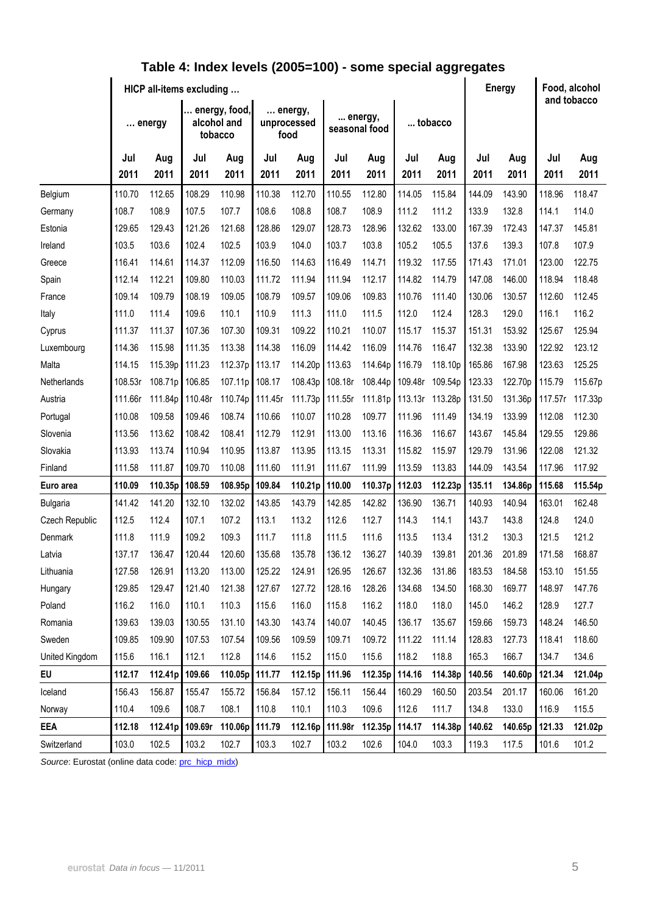## Table 4: Index levels (2005=100) - some special aggregates

| | HICP all-items excluding … | | | | | | | | | | Energy | | Food, alcohol and tobacco | |
|---|---|---|---|---|---|---|---|---|---|---|---|---|---|---|
| | … energy | | … energy, food, alcohol and tobacco | | … energy, unprocessed food | | … energy, seasonal food | | … tobacco | | | | | |
| | Jul 2011 | Aug 2011 | Jul 2011 | Aug 2011 | Jul 2011 | Aug 2011 | Jul 2011 | Aug 2011 | Jul 2011 | Aug 2011 | Jul 2011 | Aug 2011 | Jul 2011 | Aug 2011 |
| Belgium | 110.70 | 112.65 | 108.29 | 110.98 | 110.38 | 112.70 | 110.55 | 112.80 | 114.05 | 115.84 | 144.09 | 143.90 | 118.96 | 118.47 |
| Germany | 108.7 | 108.9 | 107.5 | 107.7 | 108.6 | 108.8 | 108.7 | 108.9 | 111.2 | 111.2 | 133.9 | 132.8 | 114.1 | 114.0 |
| Estonia | 129.65 | 129.43 | 121.26 | 121.68 | 128.86 | 129.07 | 128.73 | 128.96 | 132.62 | 133.00 | 167.39 | 172.43 | 147.37 | 145.81 |
| Ireland | 103.5 | 103.6 | 102.4 | 102.5 | 103.9 | 104.0 | 103.7 | 103.8 | 105.2 | 105.5 | 137.6 | 139.3 | 107.8 | 107.9 |
| Greece | 116.41 | 114.61 | 114.37 | 112.09 | 116.50 | 114.63 | 116.49 | 114.71 | 119.32 | 117.55 | 171.43 | 171.01 | 123.00 | 122.75 |
| Spain | 112.14 | 112.21 | 109.80 | 110.03 | 111.72 | 111.94 | 111.94 | 112.17 | 114.82 | 114.79 | 147.08 | 146.00 | 118.94 | 118.48 |
| France | 109.14 | 109.79 | 108.19 | 109.05 | 108.79 | 109.57 | 109.06 | 109.83 | 110.76 | 111.40 | 130.06 | 130.57 | 112.60 | 112.45 |
| Italy | 111.0 | 111.4 | 109.6 | 110.1 | 110.9 | 111.3 | 111.0 | 111.5 | 112.0 | 112.4 | 128.3 | 129.0 | 116.1 | 116.2 |
| Cyprus | 111.37 | 111.37 | 107.36 | 107.30 | 109.31 | 109.22 | 110.21 | 110.07 | 115.17 | 115.37 | 151.31 | 153.92 | 125.67 | 125.94 |
| Luxembourg | 114.36 | 115.98 | 111.35 | 113.38 | 114.38 | 116.09 | 114.42 | 116.09 | 114.76 | 116.47 | 132.38 | 133.90 | 122.92 | 123.12 |
| Malta | 114.15 | 115.39p | 111.23 | 112.37p | 113.17 | 114.20p | 113.63 | 114.64p | 116.79 | 118.10p | 165.86 | 167.98 | 123.63 | 125.25 |
| Netherlands | 108.53r | 108.71p | 106.85 | 107.11p | 108.17 | 108.43p | 108.18r | 108.44p | 109.48r | 109.54p | 123.33 | 122.70p | 115.79 | 115.67p |
| Austria | 111.66r | 111.84p | 110.48r | 110.74p | 111.45r | 111.73p | 111.55r | 111.81p | 113.13r | 113.28p | 131.50 | 131.36p | 117.57r | 117.33p |
| Portugal | 110.08 | 109.58 | 109.46 | 108.74 | 110.66 | 110.07 | 110.28 | 109.77 | 111.96 | 111.49 | 134.19 | 133.99 | 112.08 | 112.30 |
| Slovenia | 113.56 | 113.62 | 108.42 | 108.41 | 112.79 | 112.91 | 113.00 | 113.16 | 116.36 | 116.67 | 143.67 | 145.84 | 129.55 | 129.86 |
| Slovakia | 113.93 | 113.74 | 110.94 | 110.95 | 113.87 | 113.95 | 113.15 | 113.31 | 115.82 | 115.97 | 129.79 | 131.96 | 122.08 | 121.32 |
| Finland | 111.58 | 111.87 | 109.70 | 110.08 | 111.60 | 111.91 | 111.67 | 111.99 | 113.59 | 113.83 | 144.09 | 143.54 | 117.96 | 117.92 |
| **Euro area** | **110.09** | **110.35p** | **108.59** | **108.95p** | **109.84** | **110.21p** | **110.00** | **110.37p** | **112.03** | **112.23p** | **135.11** | **134.86p** | **115.68** | **115.54p** |
| Bulgaria | 141.42 | 141.20 | 132.10 | 132.02 | 143.85 | 143.79 | 142.85 | 142.82 | 136.90 | 136.71 | 140.93 | 140.94 | 163.01 | 162.48 |
| Czech Republic | 112.5 | 112.4 | 107.1 | 107.2 | 113.1 | 113.2 | 112.6 | 112.7 | 114.3 | 114.1 | 143.7 | 143.8 | 124.8 | 124.0 |
| Denmark | 111.8 | 111.9 | 109.2 | 109.3 | 111.7 | 111.8 | 111.5 | 111.6 | 113.5 | 113.4 | 131.2 | 130.3 | 121.5 | 121.2 |
| Latvia | 137.17 | 136.47 | 120.44 | 120.60 | 135.68 | 135.78 | 136.12 | 136.27 | 140.39 | 139.81 | 201.36 | 201.89 | 171.58 | 168.87 |
| Lithuania | 127.58 | 126.91 | 113.20 | 113.00 | 125.22 | 124.91 | 126.95 | 126.67 | 132.36 | 131.86 | 183.53 | 184.58 | 153.10 | 151.55 |
| Hungary | 129.85 | 129.47 | 121.40 | 121.38 | 127.67 | 127.72 | 128.16 | 128.26 | 134.68 | 134.50 | 168.30 | 169.77 | 148.97 | 147.76 |
| Poland | 116.2 | 116.0 | 110.1 | 110.3 | 115.6 | 116.0 | 115.8 | 116.2 | 118.0 | 118.0 | 145.0 | 146.2 | 128.9 | 127.7 |
| Romania | 139.63 | 139.03 | 130.55 | 131.10 | 143.30 | 143.74 | 140.07 | 140.45 | 136.17 | 135.67 | 159.66 | 159.73 | 148.24 | 146.50 |
| Sweden | 109.85 | 109.90 | 107.53 | 107.54 | 109.56 | 109.59 | 109.71 | 109.72 | 111.22 | 111.14 | 128.83 | 127.73 | 118.41 | 118.60 |
| United Kingdom | 115.6 | 116.1 | 112.1 | 112.8 | 114.6 | 115.2 | 115.0 | 115.6 | 118.2 | 118.8 | 165.3 | 166.7 | 134.7 | 134.6 |
| **EU** | **112.17** | **112.41p** | **109.66** | **110.05p** | **111.77** | **112.15p** | **111.96** | **112.35p** | **114.16** | **114.38p** | **140.56** | **140.60p** | **121.34** | **121.04p** |
| Iceland | 156.43 | 156.87 | 155.47 | 155.72 | 156.84 | 157.12 | 156.11 | 156.44 | 160.29 | 160.50 | 203.54 | 201.17 | 160.06 | 161.20 |
| Norway | 110.4 | 109.6 | 108.7 | 108.1 | 110.8 | 110.1 | 110.3 | 109.6 | 112.6 | 111.7 | 134.8 | 133.0 | 116.9 | 115.5 |
| **EEA** | **112.18** | **112.41p** | **109.69r** | **110.06p** | **111.79** | **112.16p** | **111.98r** | **112.35p** | **114.17** | **114.38p** | **140.62** | **140.65p** | **121.33** | **121.02p** |
| Switzerland | 103.0 | 102.5 | 103.2 | 102.7 | 103.3 | 102.7 | 103.2 | 102.6 | 104.0 | 103.3 | 119.3 | 117.5 | 101.6 | 101.2 |

*Source*: Eurostat (online data code: prc_hicp_midx)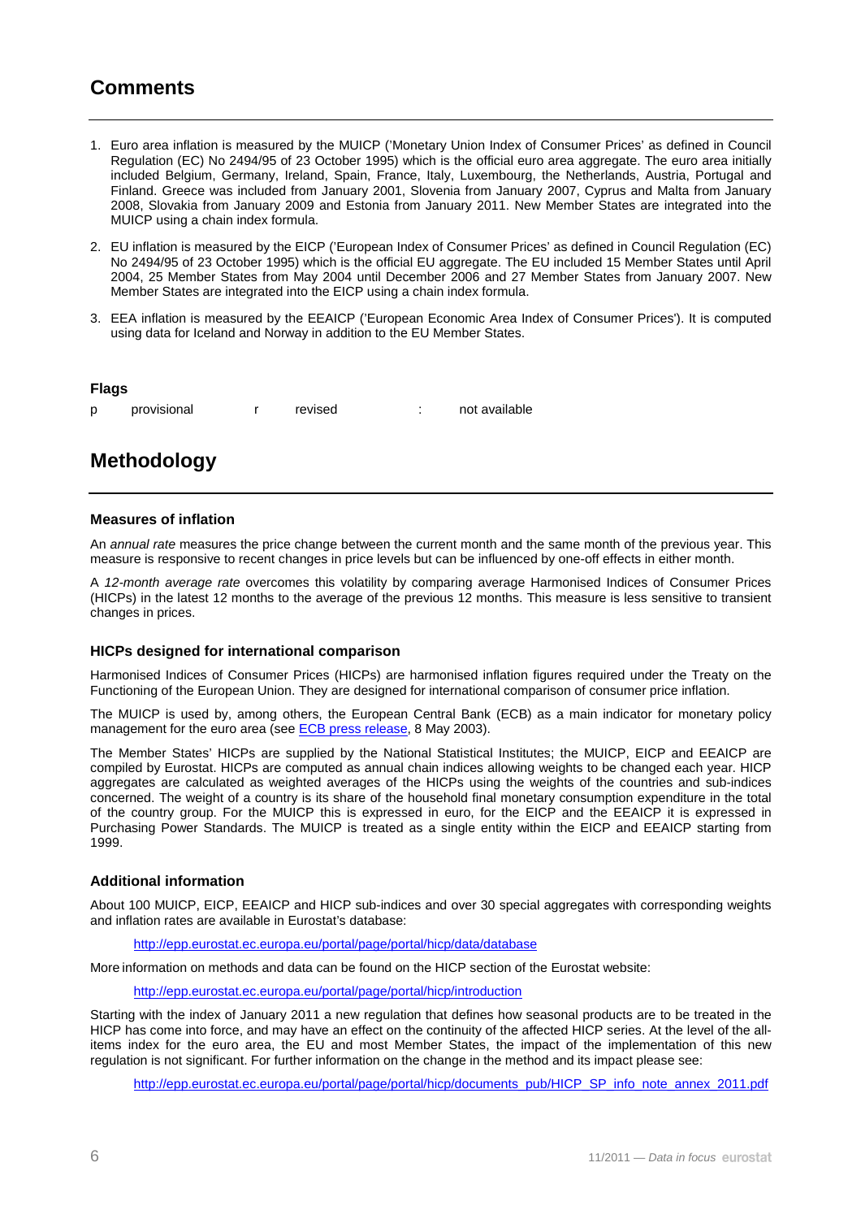## Comments

1. Euro area inflation is measured by the MUICP ('Monetary Union Index of Consumer Prices' as defined in Council Regulation (EC) No 2494/95 of 23 October 1995) which is the official euro area aggregate. The euro area initially included Belgium, Germany, Ireland, Spain, France, Italy, Luxembourg, the Netherlands, Austria, Portugal and Finland. Greece was included from January 2001, Slovenia from January 2007, Cyprus and Malta from January 2008, Slovakia from January 2009 and Estonia from January 2011. New Member States are integrated into the MUICP using a chain index formula.

2. EU inflation is measured by the EICP ('European Index of Consumer Prices' as defined in Council Regulation (EC) No 2494/95 of 23 October 1995) which is the official EU aggregate. The EU included 15 Member States until April 2004, 25 Member States from May 2004 until December 2006 and 27 Member States from January 2007. New Member States are integrated into the EICP using a chain index formula.

3. EEA inflation is measured by the EEAICP ('European Economic Area Index of Consumer Prices'). It is computed using data for Iceland and Norway in addition to the EU Member States.

### Flags

| p | provisional | r | revised | : | not available |
|---|---|---|---|---|---|

## Methodology

### Measures of inflation

An *annual rate* measures the price change between the current month and the same month of the previous year. This measure is responsive to recent changes in price levels but can be influenced by one-off effects in either month.

A *12-month average rate* overcomes this volatility by comparing average Harmonised Indices of Consumer Prices (HICPs) in the latest 12 months to the average of the previous 12 months. This measure is less sensitive to transient changes in prices.

### HICPs designed for international comparison

Harmonised Indices of Consumer Prices (HICPs) are harmonised inflation figures required under the Treaty on the Functioning of the European Union. They are designed for international comparison of consumer price inflation.

The MUICP is used by, among others, the European Central Bank (ECB) as a main indicator for monetary policy management for the euro area (see ECB press release, 8 May 2003).

The Member States' HICPs are supplied by the National Statistical Institutes; the MUICP, EICP and EEAICP are compiled by Eurostat. HICPs are computed as annual chain indices allowing weights to be changed each year. HICP aggregates are calculated as weighted averages of the HICPs using the weights of the countries and sub-indices concerned. The weight of a country is its share of the household final monetary consumption expenditure in the total of the country group. For the MUICP this is expressed in euro, for the EICP and the EEAICP it is expressed in Purchasing Power Standards. The MUICP is treated as a single entity within the EICP and EEAICP starting from 1999.

### Additional information

About 100 MUICP, EICP, EEAICP and HICP sub-indices and over 30 special aggregates with corresponding weights and inflation rates are available in Eurostat's database:

http://epp.eurostat.ec.europa.eu/portal/page/portal/hicp/data/database

More information on methods and data can be found on the HICP section of the Eurostat website:

http://epp.eurostat.ec.europa.eu/portal/page/portal/hicp/introduction

Starting with the index of January 2011 a new regulation that defines how seasonal products are to be treated in the HICP has come into force, and may have an effect on the continuity of the affected HICP series. At the level of the all-items index for the euro area, the EU and most Member States, the impact of the implementation of this new regulation is not significant. For further information on the change in the method and its impact please see:

http://epp.eurostat.ec.europa.eu/portal/page/portal/hicp/documents_pub/HICP_SP_info_note_annex_2011.pdf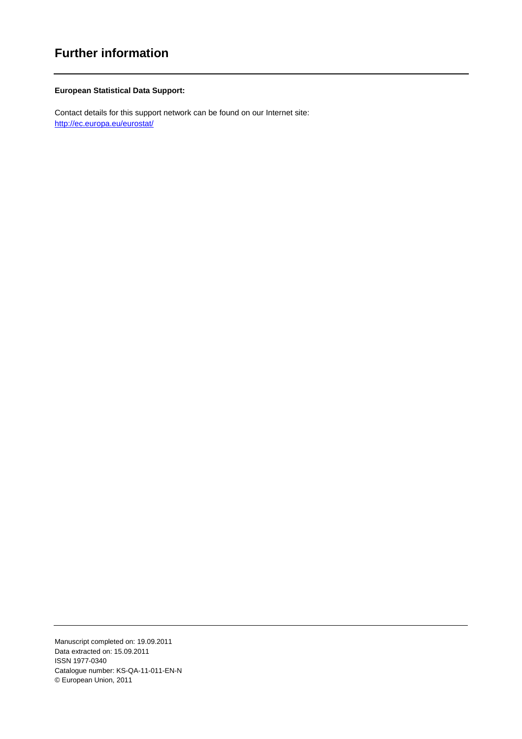# Further information

**European Statistical Data Support:**

Contact details for this support network can be found on our Internet site:
http://ec.europa.eu/eurostat/

Manuscript completed on: 19.09.2011
Data extracted on: 15.09.2011
ISSN 1977-0340
Catalogue number: KS-QA-11-011-EN-N
© European Union, 2011